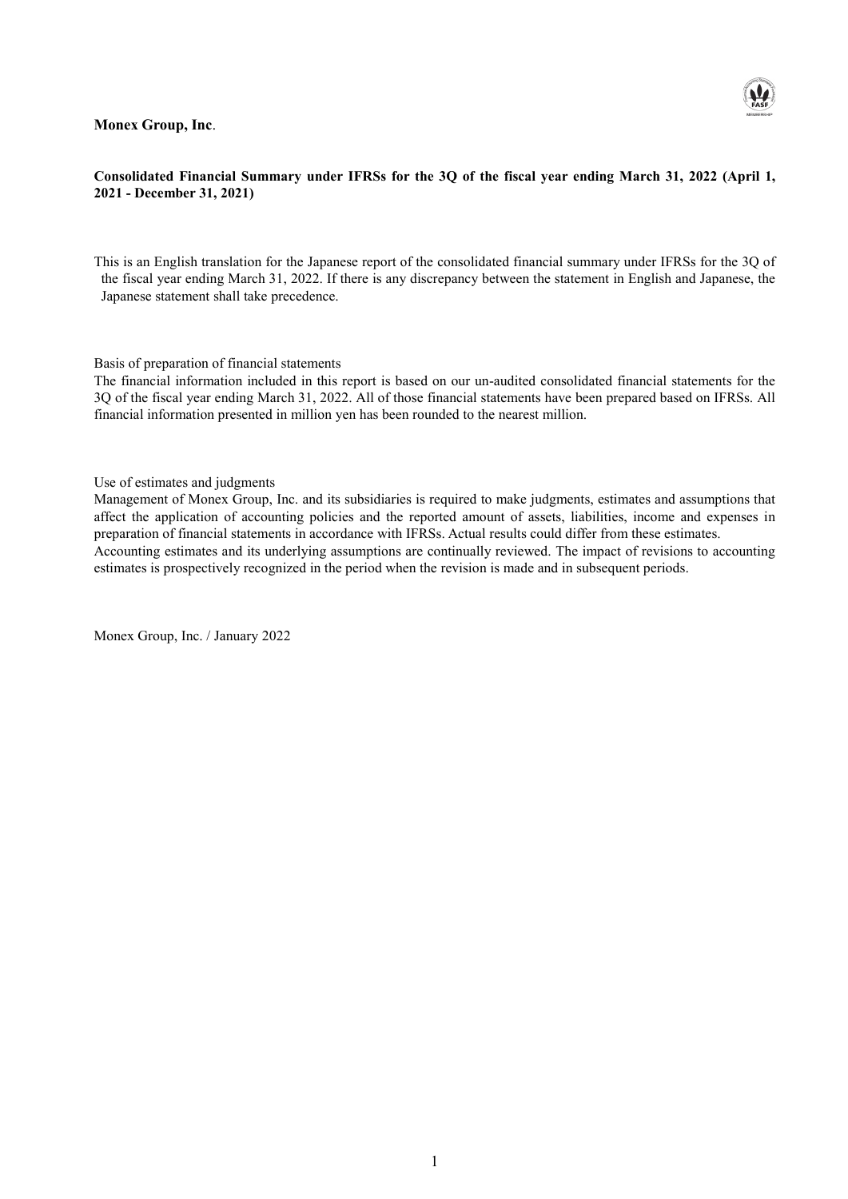**Monex Group, Inc**.

**Consolidated Financial Summary under IFRSs for the 3Q of the fiscal year ending March 31, 2022 (April 1, 2021 - December 31, 2021)**

This is an English translation for the Japanese report of the consolidated financial summary under IFRSs for the 3Q of the fiscal year ending March 31, 2022. If there is any discrepancy between the statement in English and Japanese, the Japanese statement shall take precedence.

Basis of preparation of financial statements

The financial information included in this report is based on our un-audited consolidated financial statements for the 3Q of the fiscal year ending March 31, 2022. All of those financial statements have been prepared based on IFRSs. All financial information presented in million yen has been rounded to the nearest million.

Use of estimates and judgments

Management of Monex Group, Inc. and its subsidiaries is required to make judgments, estimates and assumptions that affect the application of accounting policies and the reported amount of assets, liabilities, income and expenses in preparation of financial statements in accordance with IFRSs. Actual results could differ from these estimates.

Accounting estimates and its underlying assumptions are continually reviewed. The impact of revisions to accounting estimates is prospectively recognized in the period when the revision is made and in subsequent periods.

Monex Group, Inc. / January 2022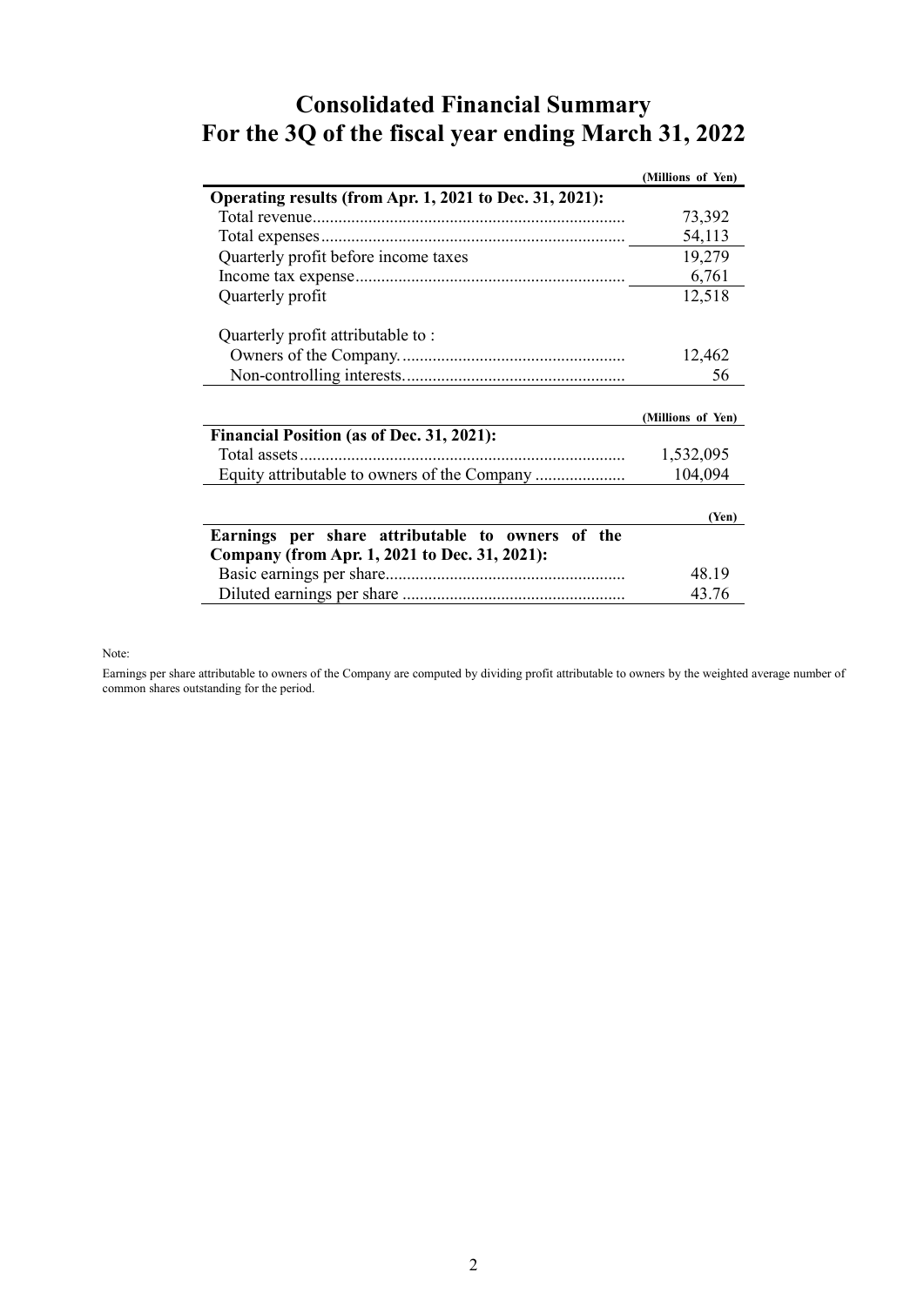# Consolidated Financial Summary
# For the 3Q of the fiscal year ending March 31, 2022

| | (Millions of Yen) |
|---|---|
| **Operating results (from Apr. 1, 2021 to Dec. 31, 2021):** | |
| Total revenue | 73,392 |
| Total expenses | 54,113 |
| Quarterly profit before income taxes | 19,279 |
| Income tax expense | 6,761 |
| Quarterly profit | 12,518 |
| Quarterly profit attributable to : | |
| Owners of the Company. | 12,462 |
| Non-controlling interests. | 56 |

| | (Millions of Yen) |
|---|---|
| **Financial Position (as of Dec. 31, 2021):** | |
| Total assets | 1,532,095 |
| Equity attributable to owners of the Company | 104,094 |

| | (Yen) |
|---|---|
| **Earnings per share attributable to owners of the Company (from Apr. 1, 2021 to Dec. 31, 2021):** | |
| Basic earnings per share | 48.19 |
| Diluted earnings per share | 43.76 |

Note:

Earnings per share attributable to owners of the Company are computed by dividing profit attributable to owners by the weighted average number of common shares outstanding for the period.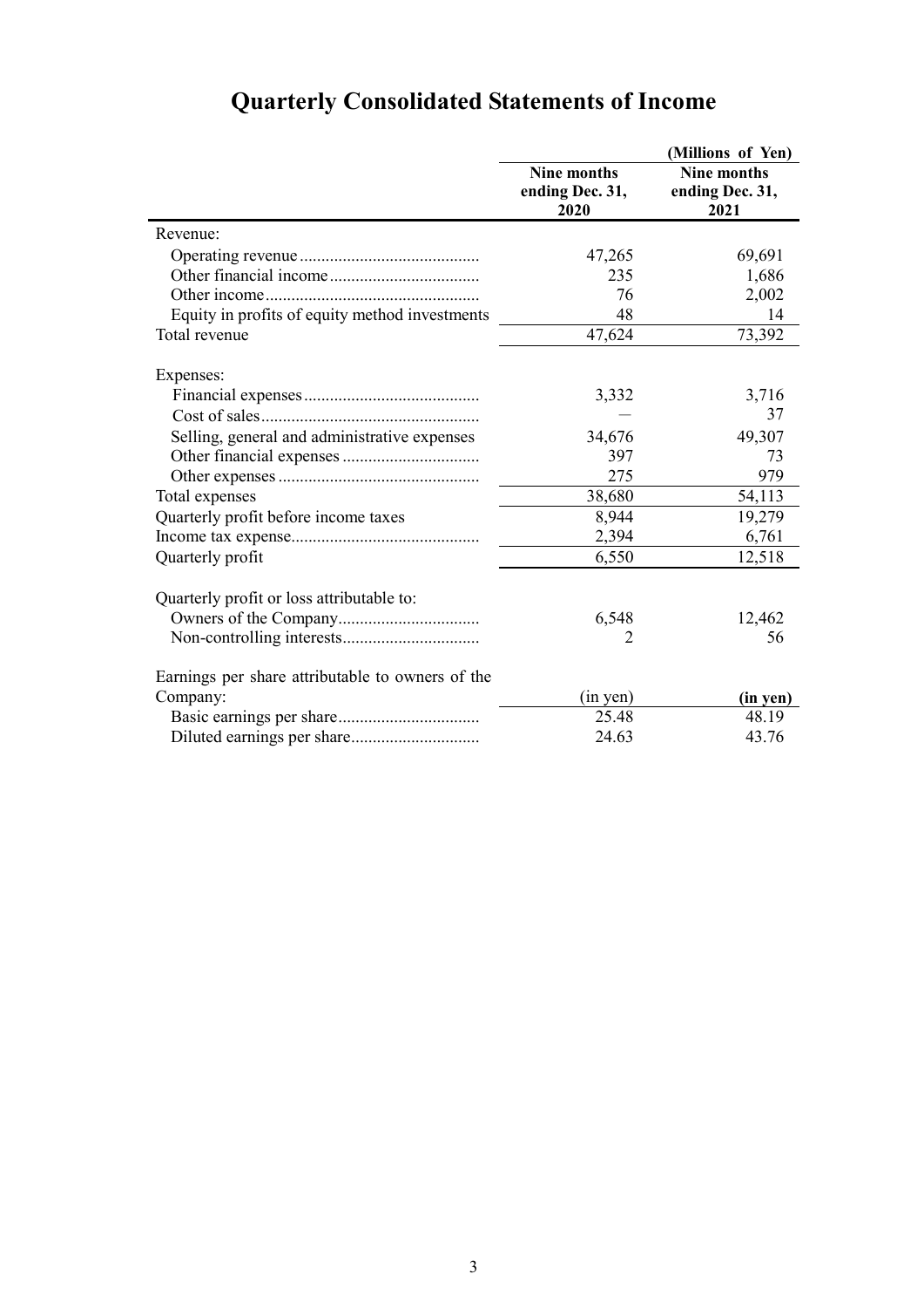# Quarterly Consolidated Statements of Income

| | | (Millions of Yen) |
|---|---|---|
| | **Nine months ending Dec. 31, 2020** | **Nine months ending Dec. 31, 2021** |
| Revenue: | | |
| Operating revenue | 47,265 | 69,691 |
| Other financial income | 235 | 1,686 |
| Other income | 76 | 2,002 |
| Equity in profits of equity method investments | 48 | 14 |
| Total revenue | 47,624 | 73,392 |
| Expenses: | | |
| Financial expenses | 3,332 | 3,716 |
| Cost of sales | — | 37 |
| Selling, general and administrative expenses | 34,676 | 49,307 |
| Other financial expenses | 397 | 73 |
| Other expenses | 275 | 979 |
| Total expenses | 38,680 | 54,113 |
| Quarterly profit before income taxes | 8,944 | 19,279 |
| Income tax expense | 2,394 | 6,761 |
| Quarterly profit | 6,550 | 12,518 |
| Quarterly profit or loss attributable to: | | |
| Owners of the Company | 6,548 | 12,462 |
| Non-controlling interests | 2 | 56 |
| Earnings per share attributable to owners of the Company: | (in yen) | **(in yen)** |
| Basic earnings per share | 25.48 | 48.19 |
| Diluted earnings per share | 24.63 | 43.76 |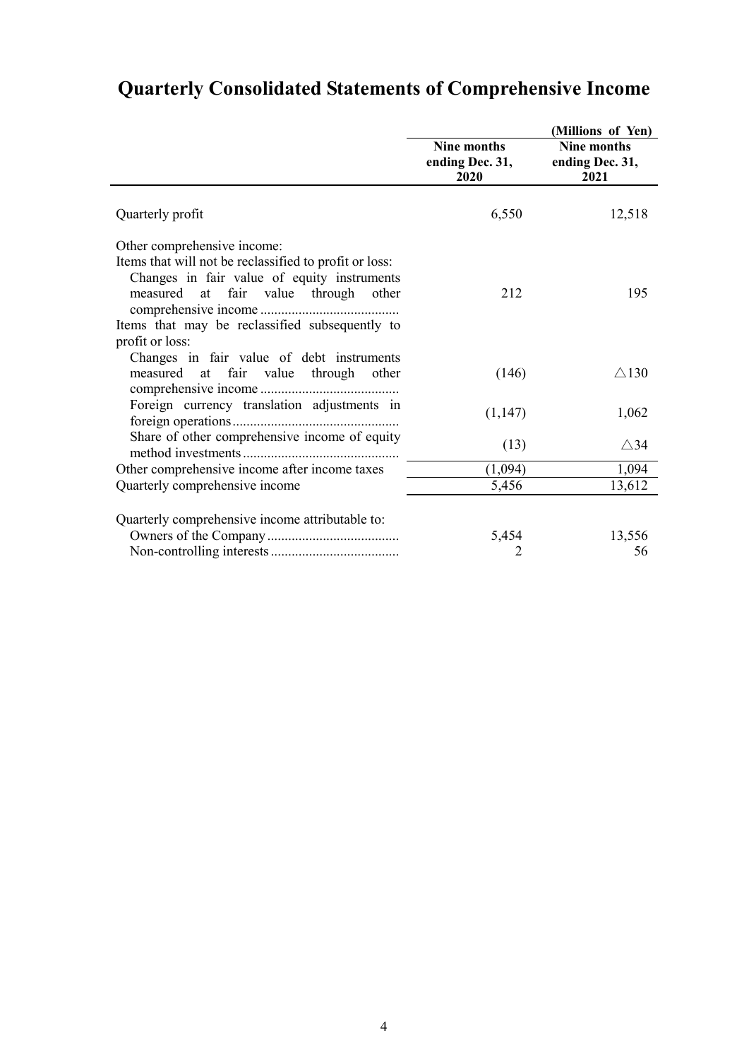# Quarterly Consolidated Statements of Comprehensive Income

| | Nine months ending Dec. 31, 2020 | Nine months ending Dec. 31, 2021 |
|---|---|---|
| | | (Millions of Yen) |
| Quarterly profit | 6,550 | 12,518 |
| Other comprehensive income: | | |
| Items that will not be reclassified to profit or loss: | | |
| Changes in fair value of equity instruments measured at fair value through other comprehensive income | 212 | 195 |
| Items that may be reclassified subsequently to profit or loss: | | |
| Changes in fair value of debt instruments measured at fair value through other comprehensive income | (146) | △130 |
| Foreign currency translation adjustments in foreign operations | (1,147) | 1,062 |
| Share of other comprehensive income of equity method investments | (13) | △34 |
| Other comprehensive income after income taxes | (1,094) | 1,094 |
| Quarterly comprehensive income | 5,456 | 13,612 |
| Quarterly comprehensive income attributable to: | | |
| Owners of the Company | 5,454 | 13,556 |
| Non-controlling interests | 2 | 56 |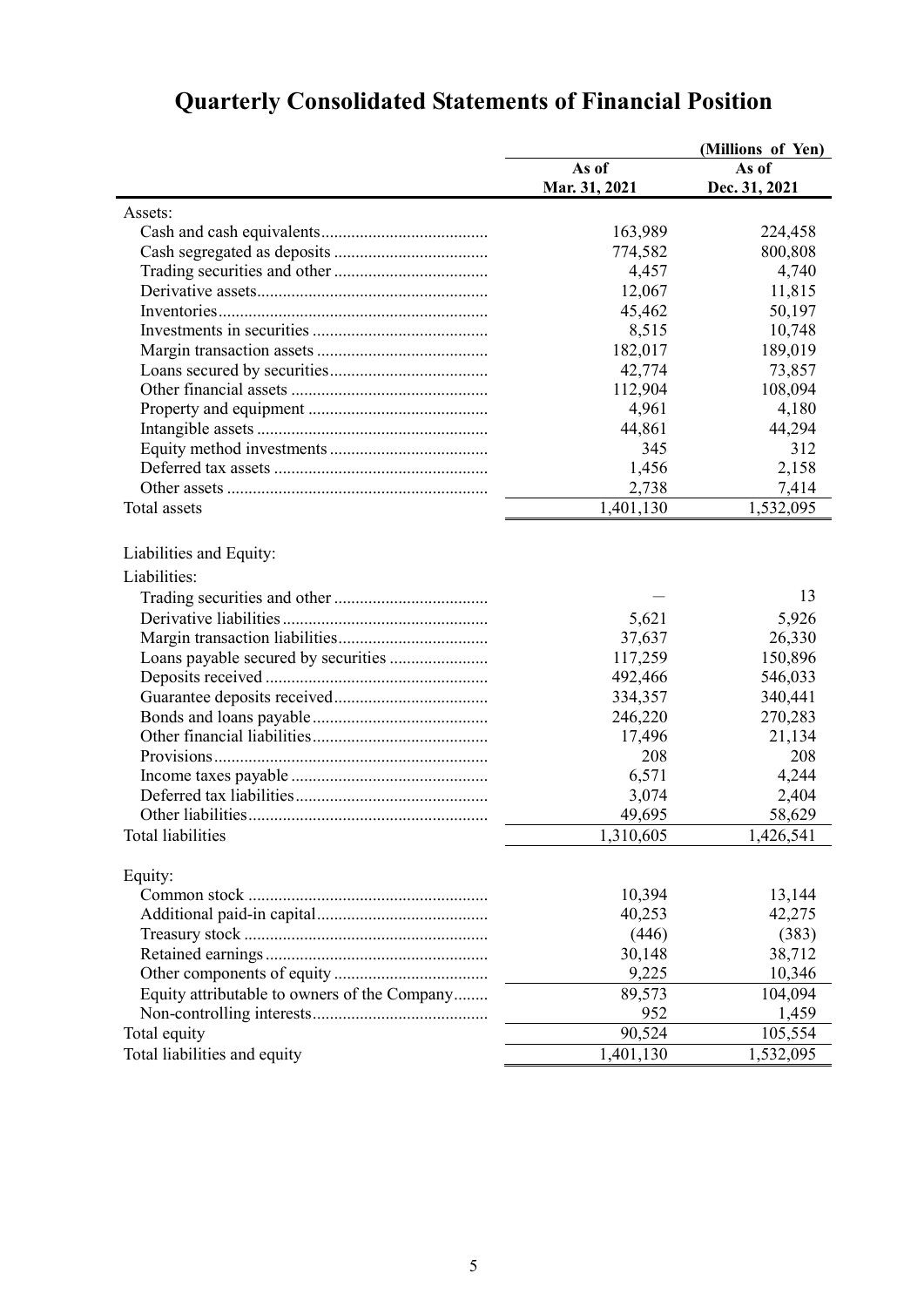# Quarterly Consolidated Statements of Financial Position

| | As of Mar. 31, 2021 | As of Dec. 31, 2021 |
|---|---|---|
| | | (Millions of Yen) |
| Assets: | | |
| Cash and cash equivalents | 163,989 | 224,458 |
| Cash segregated as deposits | 774,582 | 800,808 |
| Trading securities and other | 4,457 | 4,740 |
| Derivative assets | 12,067 | 11,815 |
| Inventories | 45,462 | 50,197 |
| Investments in securities | 8,515 | 10,748 |
| Margin transaction assets | 182,017 | 189,019 |
| Loans secured by securities | 42,774 | 73,857 |
| Other financial assets | 112,904 | 108,094 |
| Property and equipment | 4,961 | 4,180 |
| Intangible assets | 44,861 | 44,294 |
| Equity method investments | 345 | 312 |
| Deferred tax assets | 1,456 | 2,158 |
| Other assets | 2,738 | 7,414 |
| Total assets | 1,401,130 | 1,532,095 |
| | | |
| Liabilities and Equity: | | |
| Liabilities: | | |
| Trading securities and other | — | 13 |
| Derivative liabilities | 5,621 | 5,926 |
| Margin transaction liabilities | 37,637 | 26,330 |
| Loans payable secured by securities | 117,259 | 150,896 |
| Deposits received | 492,466 | 546,033 |
| Guarantee deposits received | 334,357 | 340,441 |
| Bonds and loans payable | 246,220 | 270,283 |
| Other financial liabilities | 17,496 | 21,134 |
| Provisions | 208 | 208 |
| Income taxes payable | 6,571 | 4,244 |
| Deferred tax liabilities | 3,074 | 2,404 |
| Other liabilities | 49,695 | 58,629 |
| Total liabilities | 1,310,605 | 1,426,541 |
| | | |
| Equity: | | |
| Common stock | 10,394 | 13,144 |
| Additional paid-in capital | 40,253 | 42,275 |
| Treasury stock | (446) | (383) |
| Retained earnings | 30,148 | 38,712 |
| Other components of equity | 9,225 | 10,346 |
| Equity attributable to owners of the Company | 89,573 | 104,094 |
| Non-controlling interests | 952 | 1,459 |
| Total equity | 90,524 | 105,554 |
| Total liabilities and equity | 1,401,130 | 1,532,095 |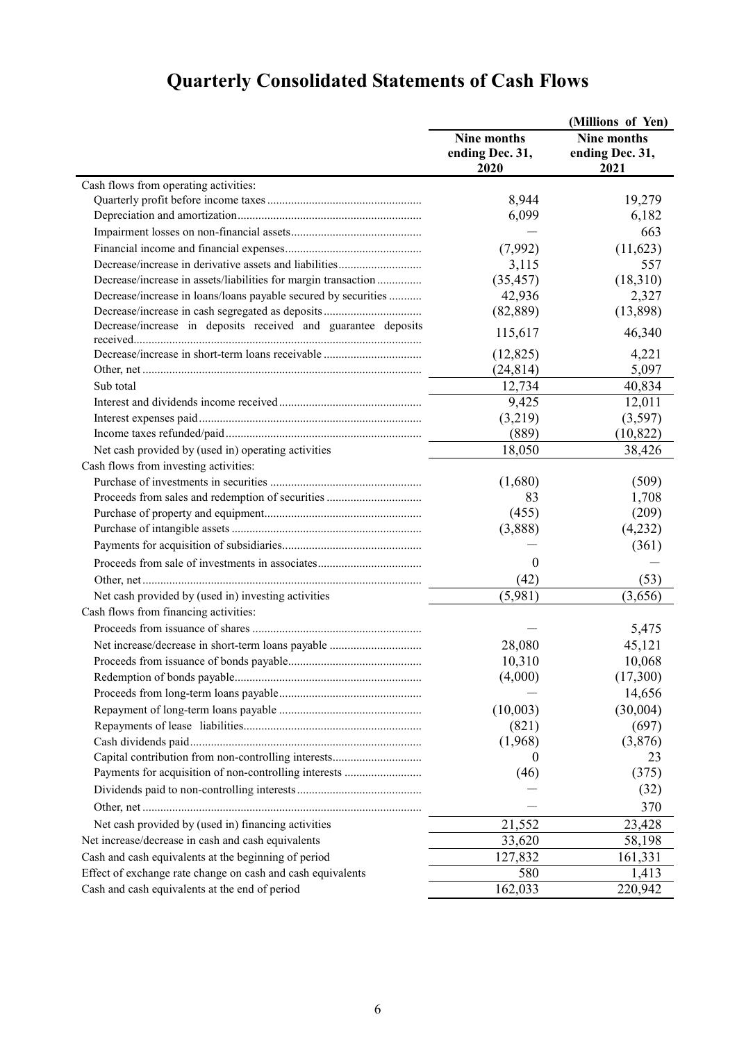# Quarterly Consolidated Statements of Cash Flows

| | Nine months ending Dec. 31, 2020 | Nine months ending Dec. 31, 2021 |
|---|---|---|
| | | (Millions of Yen) |
| Cash flows from operating activities: | | |
| Quarterly profit before income taxes | 8,944 | 19,279 |
| Depreciation and amortization | 6,099 | 6,182 |
| Impairment losses on non-financial assets | — | 663 |
| Financial income and financial expenses | (7,992) | (11,623) |
| Decrease/increase in derivative assets and liabilities | 3,115 | 557 |
| Decrease/increase in assets/liabilities for margin transaction | (35,457) | (18,310) |
| Decrease/increase in loans/loans payable secured by securities | 42,936 | 2,327 |
| Decrease/increase in cash segregated as deposits | (82,889) | (13,898) |
| Decrease/increase in deposits received and guarantee deposits received | 115,617 | 46,340 |
| Decrease/increase in short-term loans receivable | (12,825) | 4,221 |
| Other, net | (24,814) | 5,097 |
| Sub total | 12,734 | 40,834 |
| Interest and dividends income received | 9,425 | 12,011 |
| Interest expenses paid | (3,219) | (3,597) |
| Income taxes refunded/paid | (889) | (10,822) |
| Net cash provided by (used in) operating activities | 18,050 | 38,426 |
| Cash flows from investing activities: | | |
| Purchase of investments in securities | (1,680) | (509) |
| Proceeds from sales and redemption of securities | 83 | 1,708 |
| Purchase of property and equipment | (455) | (209) |
| Purchase of intangible assets | (3,888) | (4,232) |
| Payments for acquisition of subsidiaries | — | (361) |
| Proceeds from sale of investments in associates | 0 | — |
| Other, net | (42) | (53) |
| Net cash provided by (used in) investing activities | (5,981) | (3,656) |
| Cash flows from financing activities: | | |
| Proceeds from issuance of shares | — | 5,475 |
| Net increase/decrease in short-term loans payable | 28,080 | 45,121 |
| Proceeds from issuance of bonds payable | 10,310 | 10,068 |
| Redemption of bonds payable | (4,000) | (17,300) |
| Proceeds from long-term loans payable | — | 14,656 |
| Repayment of long-term loans payable | (10,003) | (30,004) |
| Repayments of lease liabilities | (821) | (697) |
| Cash dividends paid | (1,968) | (3,876) |
| Capital contribution from non-controlling interests | 0 | 23 |
| Payments for acquisition of non-controlling interests | (46) | (375) |
| Dividends paid to non-controlling interests | — | (32) |
| Other, net | — | 370 |
| Net cash provided by (used in) financing activities | 21,552 | 23,428 |
| Net increase/decrease in cash and cash equivalents | 33,620 | 58,198 |
| Cash and cash equivalents at the beginning of period | 127,832 | 161,331 |
| Effect of exchange rate change on cash and cash equivalents | 580 | 1,413 |
| Cash and cash equivalents at the end of period | 162,033 | 220,942 |